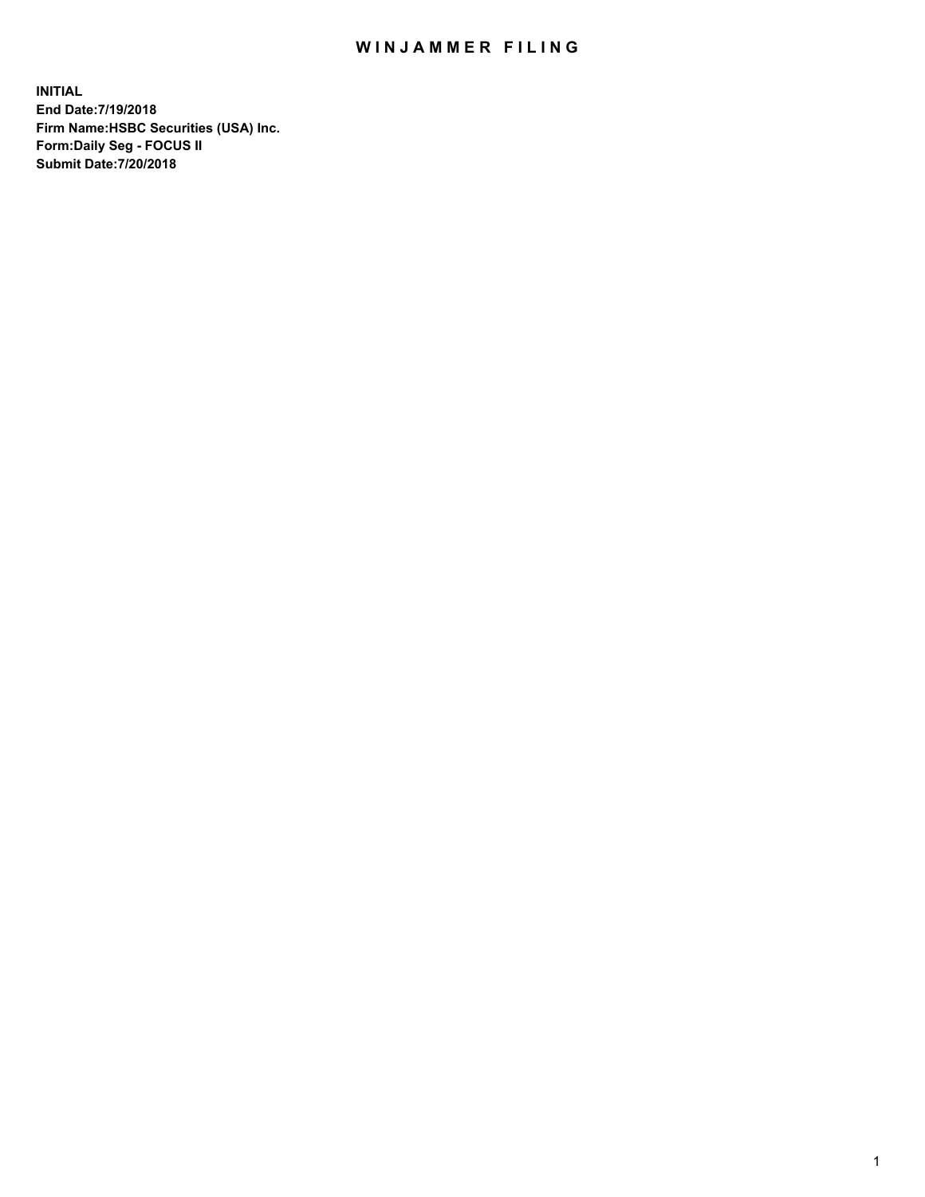# WINJAMMER FILING

**INITIAL**
**End Date:7/19/2018**
**Firm Name:HSBC Securities (USA) Inc.**
**Form:Daily Seg - FOCUS II**
**Submit Date:7/20/2018**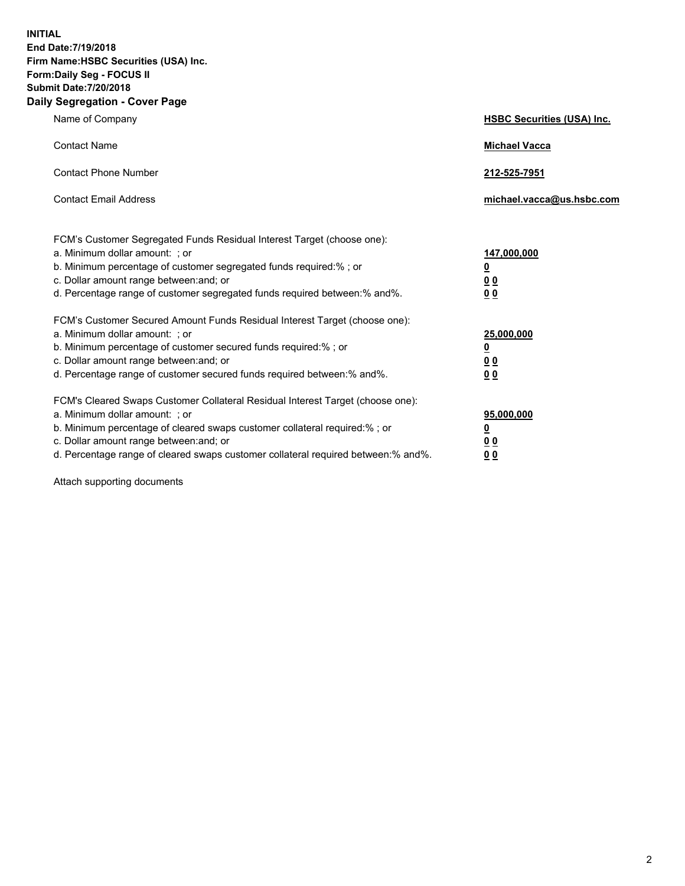**INITIAL**
**End Date:7/19/2018**
**Firm Name:HSBC Securities (USA) Inc.**
**Form:Daily Seg - FOCUS II**
**Submit Date:7/20/2018**
**Daily Segregation - Cover Page**

| | |
|---|---|
| Name of Company | **HSBC Securities (USA) Inc.** |
| Contact Name | **Michael Vacca** |
| Contact Phone Number | **212-525-7951** |
| Contact Email Address | **michael.vacca@us.hsbc.com** |

| | |
|---|---|
| FCM's Customer Segregated Funds Residual Interest Target (choose one): | |
| a. Minimum dollar amount: ; or | **147,000,000** |
| b. Minimum percentage of customer segregated funds required:% ; or | **0** |
| c. Dollar amount range between:and; or | **0 0** |
| d. Percentage range of customer segregated funds required between:% and%. | **0 0** |
| FCM's Customer Secured Amount Funds Residual Interest Target (choose one): | |
| a. Minimum dollar amount: ; or | **25,000,000** |
| b. Minimum percentage of customer secured funds required:% ; or | **0** |
| c. Dollar amount range between:and; or | **0 0** |
| d. Percentage range of customer secured funds required between:% and%. | **0 0** |
| FCM's Cleared Swaps Customer Collateral Residual Interest Target (choose one): | |
| a. Minimum dollar amount: ; or | **95,000,000** |
| b. Minimum percentage of cleared swaps customer collateral required:% ; or | **0** |
| c. Dollar amount range between:and; or | **0 0** |
| d. Percentage range of cleared swaps customer collateral required between:% and%. | **0 0** |

Attach supporting documents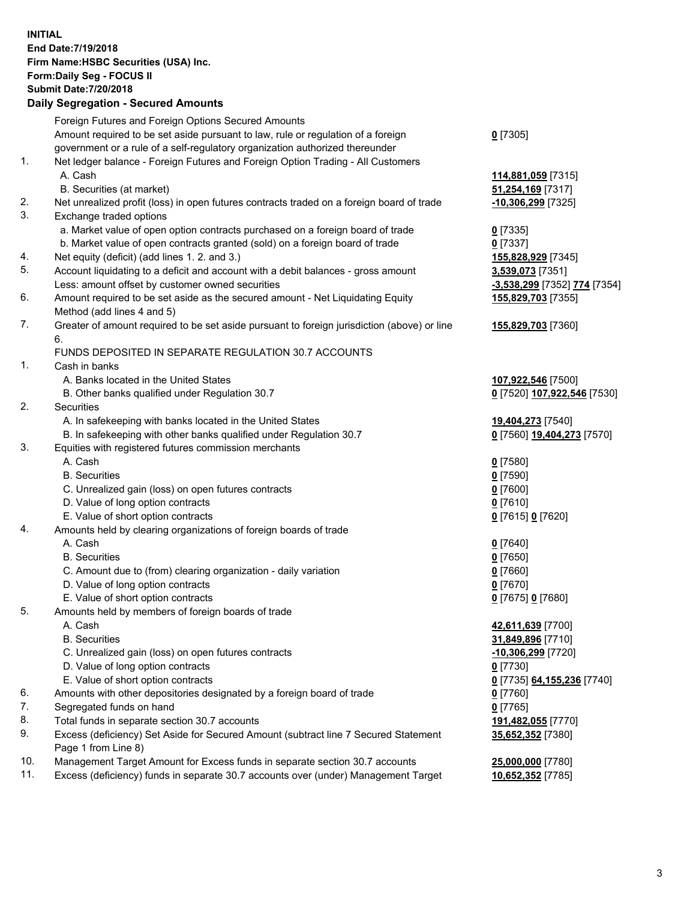**INITIAL**
**End Date:7/19/2018**
**Firm Name:HSBC Securities (USA) Inc.**
**Form:Daily Seg - FOCUS II**
**Submit Date:7/20/2018**

## Daily Segregation - Secured Amounts

| | | |
|---|---|---|
| | Foreign Futures and Foreign Options Secured Amounts | |
| | Amount required to be set aside pursuant to law, rule or regulation of a foreign government or a rule of a self-regulatory organization authorized thereunder | **0** [7305] |
| 1. | Net ledger balance - Foreign Futures and Foreign Option Trading - All Customers | |
| | A. Cash | **114,881,059** [7315] |
| | B. Securities (at market) | **51,254,169** [7317] |
| 2. | Net unrealized profit (loss) in open futures contracts traded on a foreign board of trade | **-10,306,299** [7325] |
| 3. | Exchange traded options | |
| | a. Market value of open option contracts purchased on a foreign board of trade | **0** [7335] |
| | b. Market value of open contracts granted (sold) on a foreign board of trade | **0** [7337] |
| 4. | Net equity (deficit) (add lines 1. 2. and 3.) | **155,828,929** [7345] |
| 5. | Account liquidating to a deficit and account with a debit balances - gross amount | **3,539,073** [7351] |
| | Less: amount offset by customer owned securities | **-3,538,299** [7352] **774** [7354] |
| 6. | Amount required to be set aside as the secured amount - Net Liquidating Equity Method (add lines 4 and 5) | **155,829,703** [7355] |
| 7. | Greater of amount required to be set aside pursuant to foreign jurisdiction (above) or line 6. | **155,829,703** [7360] |
| | FUNDS DEPOSITED IN SEPARATE REGULATION 30.7 ACCOUNTS | |
| 1. | Cash in banks | |
| | A. Banks located in the United States | **107,922,546** [7500] |
| | B. Other banks qualified under Regulation 30.7 | **0** [7520] **107,922,546** [7530] |
| 2. | Securities | |
| | A. In safekeeping with banks located in the United States | **19,404,273** [7540] |
| | B. In safekeeping with other banks qualified under Regulation 30.7 | **0** [7560] **19,404,273** [7570] |
| 3. | Equities with registered futures commission merchants | |
| | A. Cash | **0** [7580] |
| | B. Securities | **0** [7590] |
| | C. Unrealized gain (loss) on open futures contracts | **0** [7600] |
| | D. Value of long option contracts | **0** [7610] |
| | E. Value of short option contracts | **0** [7615] **0** [7620] |
| 4. | Amounts held by clearing organizations of foreign boards of trade | |
| | A. Cash | **0** [7640] |
| | B. Securities | **0** [7650] |
| | C. Amount due to (from) clearing organization - daily variation | **0** [7660] |
| | D. Value of long option contracts | **0** [7670] |
| | E. Value of short option contracts | **0** [7675] **0** [7680] |
| 5. | Amounts held by members of foreign boards of trade | |
| | A. Cash | **42,611,639** [7700] |
| | B. Securities | **31,849,896** [7710] |
| | C. Unrealized gain (loss) on open futures contracts | **-10,306,299** [7720] |
| | D. Value of long option contracts | **0** [7730] |
| | E. Value of short option contracts | **0** [7735] **64,155,236** [7740] |
| 6. | Amounts with other depositories designated by a foreign board of trade | **0** [7760] |
| 7. | Segregated funds on hand | **0** [7765] |
| 8. | Total funds in separate section 30.7 accounts | **191,482,055** [7770] |
| 9. | Excess (deficiency) Set Aside for Secured Amount (subtract line 7 Secured Statement Page 1 from Line 8) | **35,652,352** [7380] |
| 10. | Management Target Amount for Excess funds in separate section 30.7 accounts | **25,000,000** [7780] |
| 11. | Excess (deficiency) funds in separate 30.7 accounts over (under) Management Target | **10,652,352** [7785] |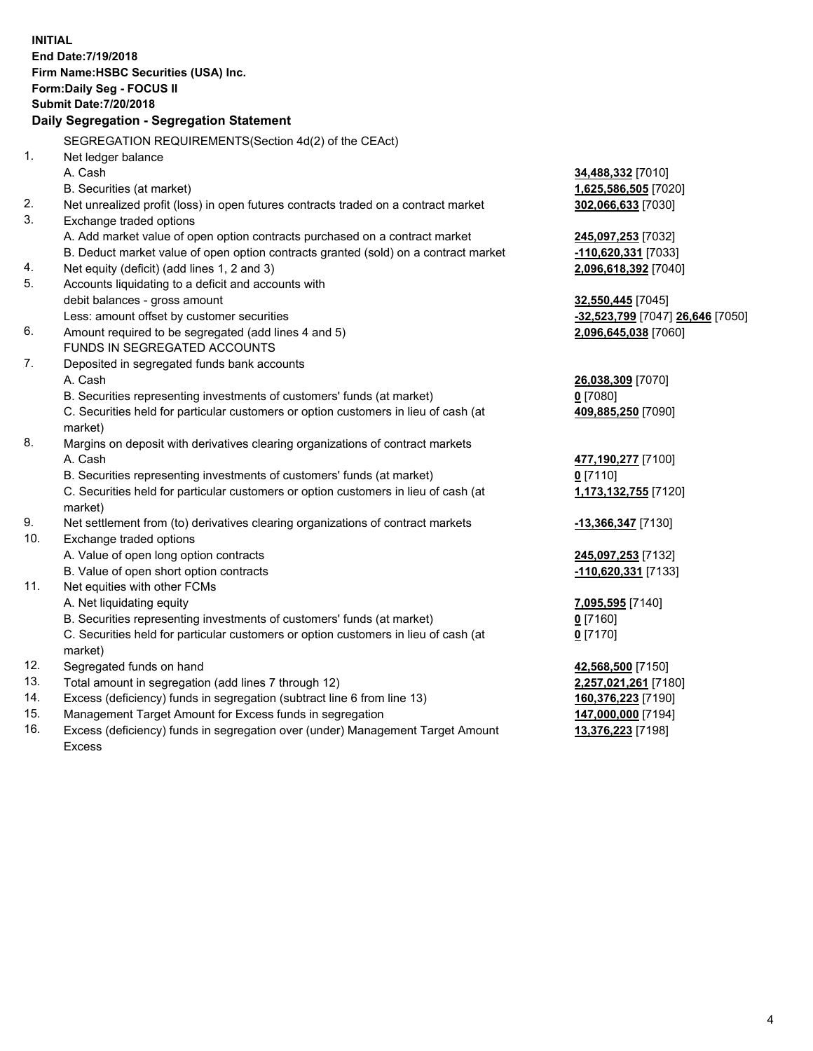**INITIAL**
**End Date:7/19/2018**
**Firm Name:HSBC Securities (USA) Inc.**
**Form:Daily Seg - FOCUS II**
**Submit Date:7/20/2018**

**Daily Segregation - Segregation Statement**

SEGREGATION REQUIREMENTS(Section 4d(2) of the CEAct)

| | | |
|---|---|---|
| 1. | Net ledger balance | |
| | A. Cash | **34,488,332** [7010] |
| | B. Securities (at market) | **1,625,586,505** [7020] |
| 2. | Net unrealized profit (loss) in open futures contracts traded on a contract market | **302,066,633** [7030] |
| 3. | Exchange traded options | |
| | A. Add market value of open option contracts purchased on a contract market | **245,097,253** [7032] |
| | B. Deduct market value of open option contracts granted (sold) on a contract market | **-110,620,331** [7033] |
| 4. | Net equity (deficit) (add lines 1, 2 and 3) | **2,096,618,392** [7040] |
| 5. | Accounts liquidating to a deficit and accounts with debit balances - gross amount | **32,550,445** [7045] |
| | Less: amount offset by customer securities | **-32,523,799** [7047] **26,646** [7050] |
| 6. | Amount required to be segregated (add lines 4 and 5) | **2,096,645,038** [7060] |
| | FUNDS IN SEGREGATED ACCOUNTS | |
| 7. | Deposited in segregated funds bank accounts | |
| | A. Cash | **26,038,309** [7070] |
| | B. Securities representing investments of customers' funds (at market) | **0** [7080] |
| | C. Securities held for particular customers or option customers in lieu of cash (at market) | **409,885,250** [7090] |
| 8. | Margins on deposit with derivatives clearing organizations of contract markets | |
| | A. Cash | **477,190,277** [7100] |
| | B. Securities representing investments of customers' funds (at market) | **0** [7110] |
| | C. Securities held for particular customers or option customers in lieu of cash (at market) | **1,173,132,755** [7120] |
| 9. | Net settlement from (to) derivatives clearing organizations of contract markets | **-13,366,347** [7130] |
| 10. | Exchange traded options | |
| | A. Value of open long option contracts | **245,097,253** [7132] |
| | B. Value of open short option contracts | **-110,620,331** [7133] |
| 11. | Net equities with other FCMs | |
| | A. Net liquidating equity | **7,095,595** [7140] |
| | B. Securities representing investments of customers' funds (at market) | **0** [7160] |
| | C. Securities held for particular customers or option customers in lieu of cash (at market) | **0** [7170] |
| 12. | Segregated funds on hand | **42,568,500** [7150] |
| 13. | Total amount in segregation (add lines 7 through 12) | **2,257,021,261** [7180] |
| 14. | Excess (deficiency) funds in segregation (subtract line 6 from line 13) | **160,376,223** [7190] |
| 15. | Management Target Amount for Excess funds in segregation | **147,000,000** [7194] |
| 16. | Excess (deficiency) funds in segregation over (under) Management Target Amount Excess | **13,376,223** [7198] |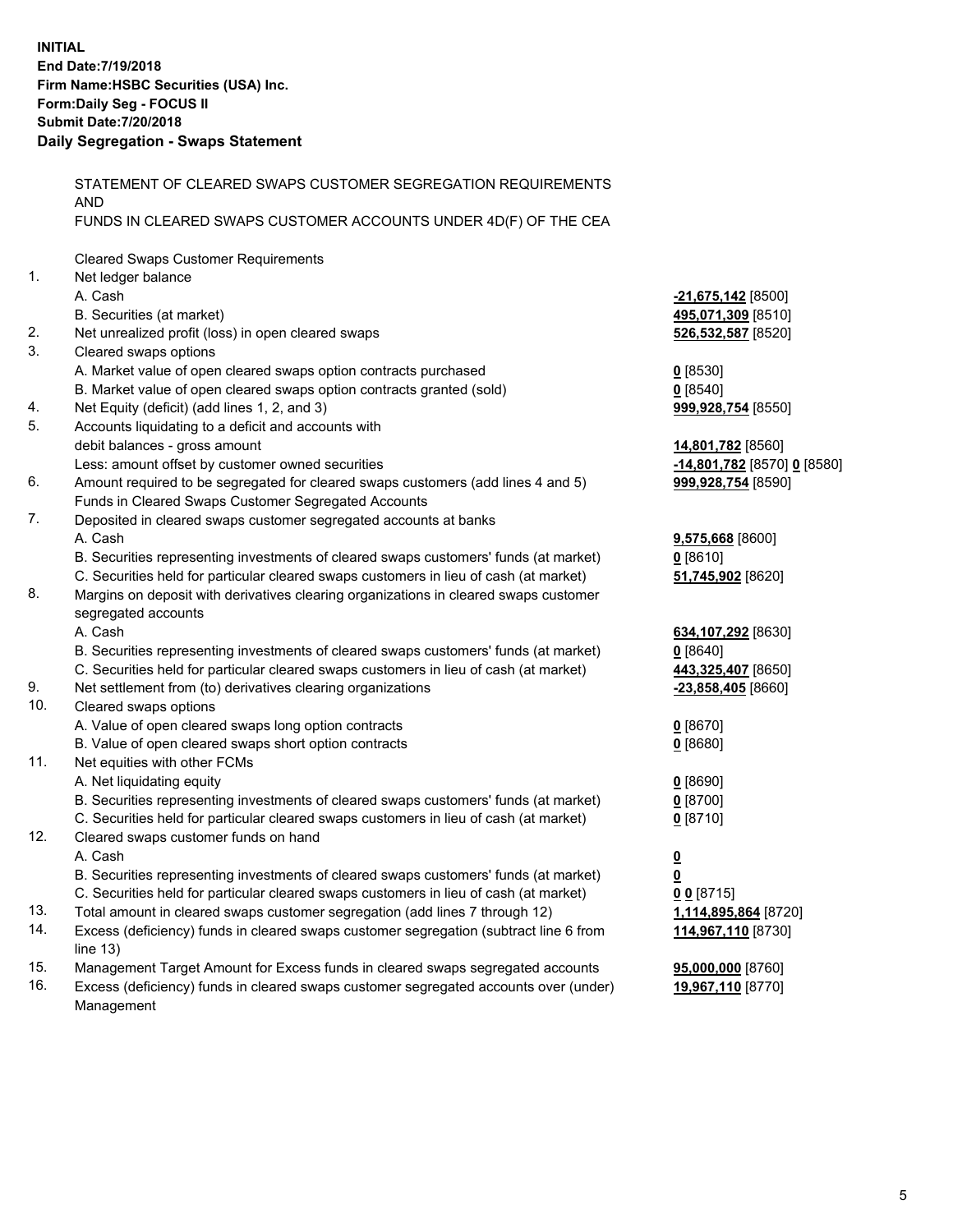**INITIAL**
**End Date:7/19/2018**
**Firm Name:HSBC Securities (USA) Inc.**
**Form:Daily Seg - FOCUS II**
**Submit Date:7/20/2018**
**Daily Segregation - Swaps Statement**

STATEMENT OF CLEARED SWAPS CUSTOMER SEGREGATION REQUIREMENTS AND FUNDS IN CLEARED SWAPS CUSTOMER ACCOUNTS UNDER 4D(F) OF THE CEA

| | | |
|---|---|---|
| | Cleared Swaps Customer Requirements | |
| 1. | Net ledger balance | |
| | A. Cash | **-21,675,142** [8500] |
| | B. Securities (at market) | **495,071,309** [8510] |
| 2. | Net unrealized profit (loss) in open cleared swaps | **526,532,587** [8520] |
| 3. | Cleared swaps options | |
| | A. Market value of open cleared swaps option contracts purchased | **0** [8530] |
| | B. Market value of open cleared swaps option contracts granted (sold) | **0** [8540] |
| 4. | Net Equity (deficit) (add lines 1, 2, and 3) | **999,928,754** [8550] |
| 5. | Accounts liquidating to a deficit and accounts with debit balances - gross amount | **14,801,782** [8560] |
| | Less: amount offset by customer owned securities | **-14,801,782** [8570] **0** [8580] |
| 6. | Amount required to be segregated for cleared swaps customers (add lines 4 and 5) | **999,928,754** [8590] |
| | Funds in Cleared Swaps Customer Segregated Accounts | |
| 7. | Deposited in cleared swaps customer segregated accounts at banks | |
| | A. Cash | **9,575,668** [8600] |
| | B. Securities representing investments of cleared swaps customers' funds (at market) | **0** [8610] |
| | C. Securities held for particular cleared swaps customers in lieu of cash (at market) | **51,745,902** [8620] |
| 8. | Margins on deposit with derivatives clearing organizations in cleared swaps customer segregated accounts | |
| | A. Cash | **634,107,292** [8630] |
| | B. Securities representing investments of cleared swaps customers' funds (at market) | **0** [8640] |
| | C. Securities held for particular cleared swaps customers in lieu of cash (at market) | **443,325,407** [8650] |
| 9. | Net settlement from (to) derivatives clearing organizations | **-23,858,405** [8660] |
| 10. | Cleared swaps options | |
| | A. Value of open cleared swaps long option contracts | **0** [8670] |
| | B. Value of open cleared swaps short option contracts | **0** [8680] |
| 11. | Net equities with other FCMs | |
| | A. Net liquidating equity | **0** [8690] |
| | B. Securities representing investments of cleared swaps customers' funds (at market) | **0** [8700] |
| | C. Securities held for particular cleared swaps customers in lieu of cash (at market) | **0** [8710] |
| 12. | Cleared swaps customer funds on hand | |
| | A. Cash | **0** |
| | B. Securities representing investments of cleared swaps customers' funds (at market) | **0** |
| | C. Securities held for particular cleared swaps customers in lieu of cash (at market) | **0** **0** [8715] |
| 13. | Total amount in cleared swaps customer segregation (add lines 7 through 12) | **1,114,895,864** [8720] |
| 14. | Excess (deficiency) funds in cleared swaps customer segregation (subtract line 6 from line 13) | **114,967,110** [8730] |
| 15. | Management Target Amount for Excess funds in cleared swaps segregated accounts | **95,000,000** [8760] |
| 16. | Excess (deficiency) funds in cleared swaps customer segregated accounts over (under) Management | **19,967,110** [8770] |